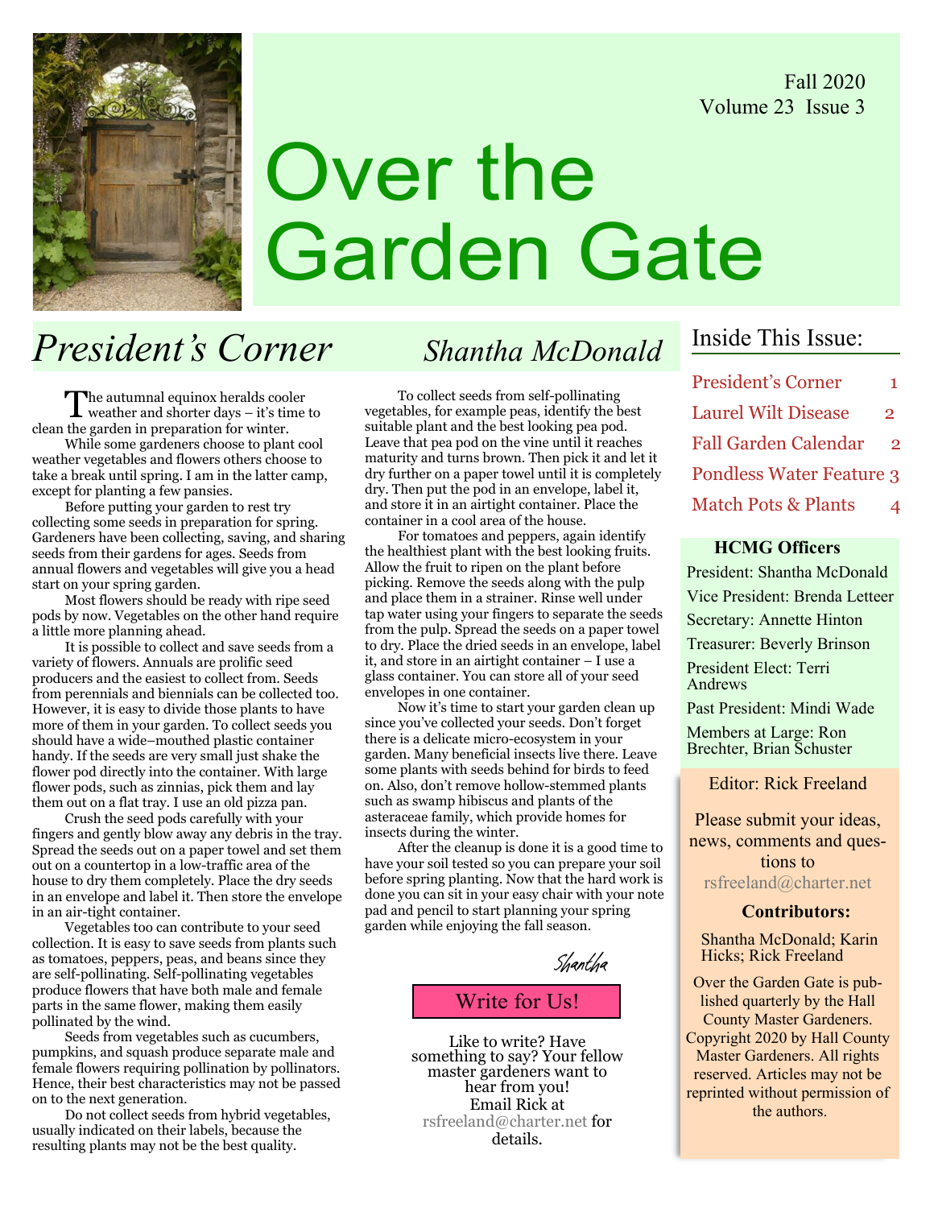Fall 2020
Volume 23 Issue 3

# Over the Garden Gate

## *President's Corner* — *Shantha McDonald*

The autumnal equinox heralds cooler weather and shorter days – it's time to clean the garden in preparation for winter.

While some gardeners choose to plant cool weather vegetables and flowers others choose to take a break until spring. I am in the latter camp, except for planting a few pansies.

Before putting your garden to rest try collecting some seeds in preparation for spring. Gardeners have been collecting, saving, and sharing seeds from their gardens for ages. Seeds from annual flowers and vegetables will give you a head start on your spring garden.

Most flowers should be ready with ripe seed pods by now. Vegetables on the other hand require a little more planning ahead.

It is possible to collect and save seeds from a variety of flowers. Annuals are prolific seed producers and the easiest to collect from. Seeds from perennials and biennials can be collected too. However, it is easy to divide those plants to have more of them in your garden. To collect seeds you should have a wide–mouthed plastic container handy. If the seeds are very small just shake the flower pod directly into the container. With large flower pods, such as zinnias, pick them and lay them out on a flat tray. I use an old pizza pan.

Crush the seed pods carefully with your fingers and gently blow away any debris in the tray. Spread the seeds out on a paper towel and set them out on a countertop in a low-traffic area of the house to dry them completely. Place the dry seeds in an envelope and label it. Then store the envelope in an air-tight container.

Vegetables too can contribute to your seed collection. It is easy to save seeds from plants such as tomatoes, peppers, peas, and beans since they are self-pollinating. Self-pollinating vegetables produce flowers that have both male and female parts in the same flower, making them easily pollinated by the wind.

Seeds from vegetables such as cucumbers, pumpkins, and squash produce separate male and female flowers requiring pollination by pollinators. Hence, their best characteristics may not be passed on to the next generation.

Do not collect seeds from hybrid vegetables, usually indicated on their labels, because the resulting plants may not be the best quality.

To collect seeds from self-pollinating vegetables, for example peas, identify the best suitable plant and the best looking pea pod. Leave that pea pod on the vine until it reaches maturity and turns brown. Then pick it and let it dry further on a paper towel until it is completely dry. Then put the pod in an envelope, label it, and store it in an airtight container. Place the container in a cool area of the house.

For tomatoes and peppers, again identify the healthiest plant with the best looking fruits. Allow the fruit to ripen on the plant before picking. Remove the seeds along with the pulp and place them in a strainer. Rinse well under tap water using your fingers to separate the seeds from the pulp. Spread the seeds on a paper towel to dry. Place the dried seeds in an envelope, label it, and store in an airtight container – I use a glass container. You can store all of your seed envelopes in one container.

Now it's time to start your garden clean up since you've collected your seeds. Don't forget there is a delicate micro-ecosystem in your garden. Many beneficial insects live there. Leave some plants with seeds behind for birds to feed on. Also, don't remove hollow-stemmed plants such as swamp hibiscus and plants of the asteraceae family, which provide homes for insects during the winter.

After the cleanup is done it is a good time to have your soil tested so you can prepare your soil before spring planting. Now that the hard work is done you can sit in your easy chair with your note pad and pencil to start planning your spring garden while enjoying the fall season.

*Shantha*

### Write for Us!

Like to write? Have something to say? Your fellow master gardeners want to hear from you! Email Rick at rsfreeland@charter.net for details.

### Inside This Issue:

| | |
|---|---|
| President's Corner | 1 |
| Laurel Wilt Disease | 2 |
| Fall Garden Calendar | 2 |
| Pondless Water Feature | 3 |
| Match Pots & Plants | 4 |

### HCMG Officers

President: Shantha McDonald
Vice President: Brenda Letteer
Secretary: Annette Hinton
Treasurer: Beverly Brinson
President Elect: Terri Andrews
Past President: Mindi Wade
Members at Large: Ron Brechter, Brian Schuster

Editor: Rick Freeland

Please submit your ideas, news, comments and questions to rsfreeland@charter.net

**Contributors:**

Shantha McDonald; Karin Hicks; Rick Freeland

Over the Garden Gate is published quarterly by the Hall County Master Gardeners. Copyright 2020 by Hall County Master Gardeners. All rights reserved. Articles may not be reprinted without permission of the authors.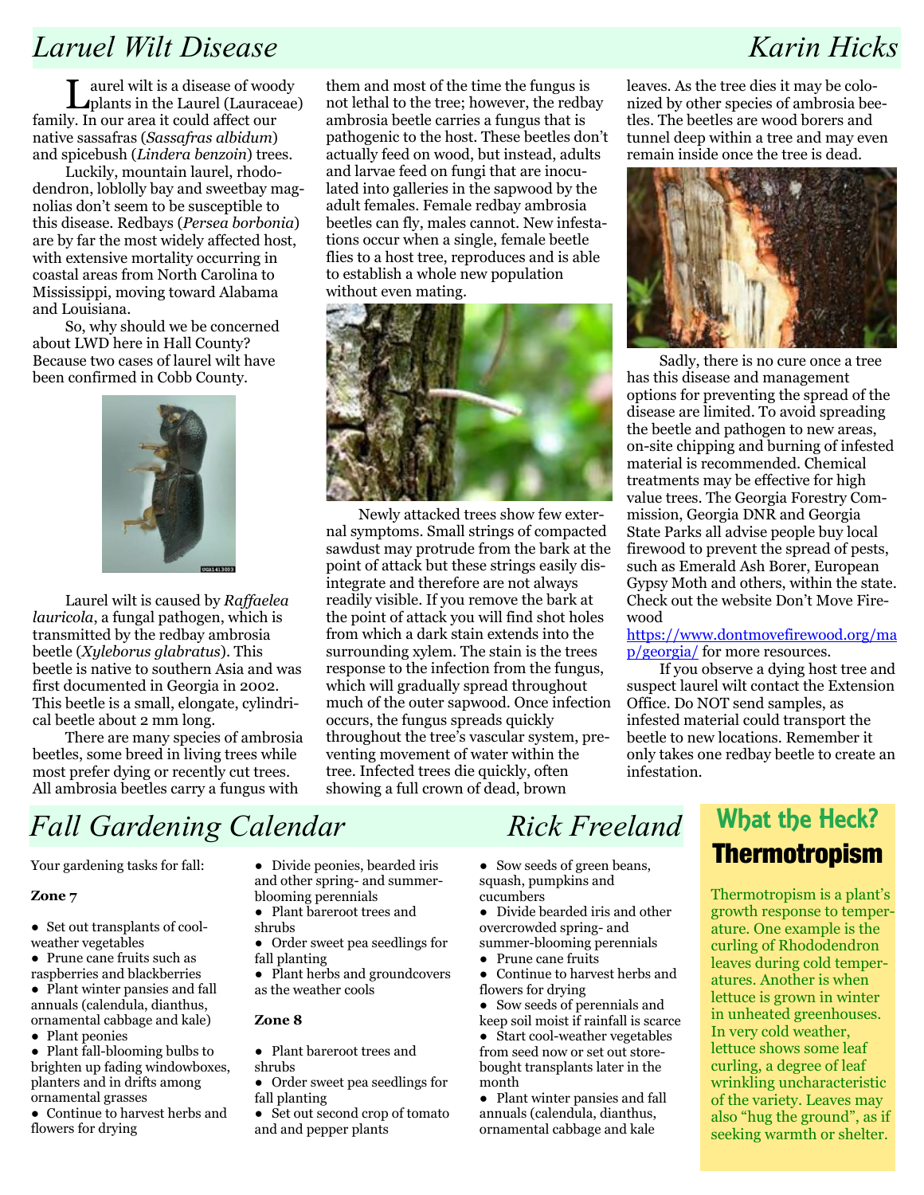## *Laruel Wilt Disease* — *Karin Hicks*

Laurel wilt is a disease of woody plants in the Laurel (Lauraceae) family. In our area it could affect our native sassafras (*Sassafras albidum*) and spicebush (*Lindera benzoin*) trees.

Luckily, mountain laurel, rhododendron, loblolly bay and sweetbay magnolias don't seem to be susceptible to this disease. Redbays (*Persea borbonia*) are by far the most widely affected host, with extensive mortality occurring in coastal areas from North Carolina to Mississippi, moving toward Alabama and Louisiana.

So, why should we be concerned about LWD here in Hall County? Because two cases of laurel wilt have been confirmed in Cobb County.

Laurel wilt is caused by *Raffaelea lauricola*, a fungal pathogen, which is transmitted by the redbay ambrosia beetle (*Xyleborus glabratus*). This beetle is native to southern Asia and was first documented in Georgia in 2002. This beetle is a small, elongate, cylindrical beetle about 2 mm long.

There are many species of ambrosia beetles, some breed in living trees while most prefer dying or recently cut trees. All ambrosia beetles carry a fungus with them and most of the time the fungus is not lethal to the tree; however, the redbay ambrosia beetle carries a fungus that is pathogenic to the host. These beetles don't actually feed on wood, but instead, adults and larvae feed on fungi that are inoculated into galleries in the sapwood by the adult females. Female redbay ambrosia beetles can fly, males cannot. New infestations occur when a single, female beetle flies to a host tree, reproduces and is able to establish a whole new population without even mating.

Newly attacked trees show few external symptoms. Small strings of compacted sawdust may protrude from the bark at the point of attack but these strings easily disintegrate and therefore are not always readily visible. If you remove the bark at the point of attack you will find shot holes from which a dark stain extends into the surrounding xylem. The stain is the trees response to the infection from the fungus, which will gradually spread throughout much of the outer sapwood. Once infection occurs, the fungus spreads quickly throughout the tree's vascular system, preventing movement of water within the tree. Infected trees die quickly, often showing a full crown of dead, brown leaves. As the tree dies it may be colonized by other species of ambrosia beetles. The beetles are wood borers and tunnel deep within a tree and may even remain inside once the tree is dead.

Sadly, there is no cure once a tree has this disease and management options for preventing the spread of the disease are limited. To avoid spreading the beetle and pathogen to new areas, on-site chipping and burning of infested material is recommended. Chemical treatments may be effective for high value trees. The Georgia Forestry Commission, Georgia DNR and Georgia State Parks all advise people buy local firewood to prevent the spread of pests, such as Emerald Ash Borer, European Gypsy Moth and others, within the state. Check out the website Don't Move Firewood https://www.dontmovefirewood.org/map/georgia/ for more resources.

If you observe a dying host tree and suspect laurel wilt contact the Extension Office. Do NOT send samples, as infested material could transport the beetle to new locations. Remember it only takes one redbay beetle to create an infestation.

## *Fall Gardening Calendar* — *Rick Freeland*

Your gardening tasks for fall:

**Zone 7**

- Set out transplants of cool-weather vegetables
- Prune cane fruits such as raspberries and blackberries
- Plant winter pansies and fall annuals (calendula, dianthus, ornamental cabbage and kale)
- Plant peonies
- Plant fall-blooming bulbs to brighten up fading windowboxes, planters and in drifts among ornamental grasses
- Continue to harvest herbs and flowers for drying
- Divide peonies, bearded iris and other spring- and summer-blooming perennials
- Plant bareroot trees and shrubs
- Order sweet pea seedlings for fall planting
- Plant herbs and groundcovers as the weather cools

**Zone 8**

- Plant bareroot trees and shrubs
- Order sweet pea seedlings for fall planting
- Set out second crop of tomato and and pepper plants
- Sow seeds of green beans, squash, pumpkins and cucumbers
- Divide bearded iris and other overcrowded spring- and summer-blooming perennials
- Prune cane fruits
- Continue to harvest herbs and flowers for drying
- Sow seeds of perennials and keep soil moist if rainfall is scarce
- Start cool-weather vegetables from seed now or set out store-bought transplants later in the month
- Plant winter pansies and fall annuals (calendula, dianthus, ornamental cabbage and kale

## What the Heck? Thermotropism

Thermotropism is a plant's growth response to temperature. One example is the curling of Rhododendron leaves during cold temperatures. Another is when lettuce is grown in winter in unheated greenhouses. In very cold weather, lettuce shows some leaf curling, a degree of leaf wrinkling uncharacteristic of the variety. Leaves may also "hug the ground", as if seeking warmth or shelter.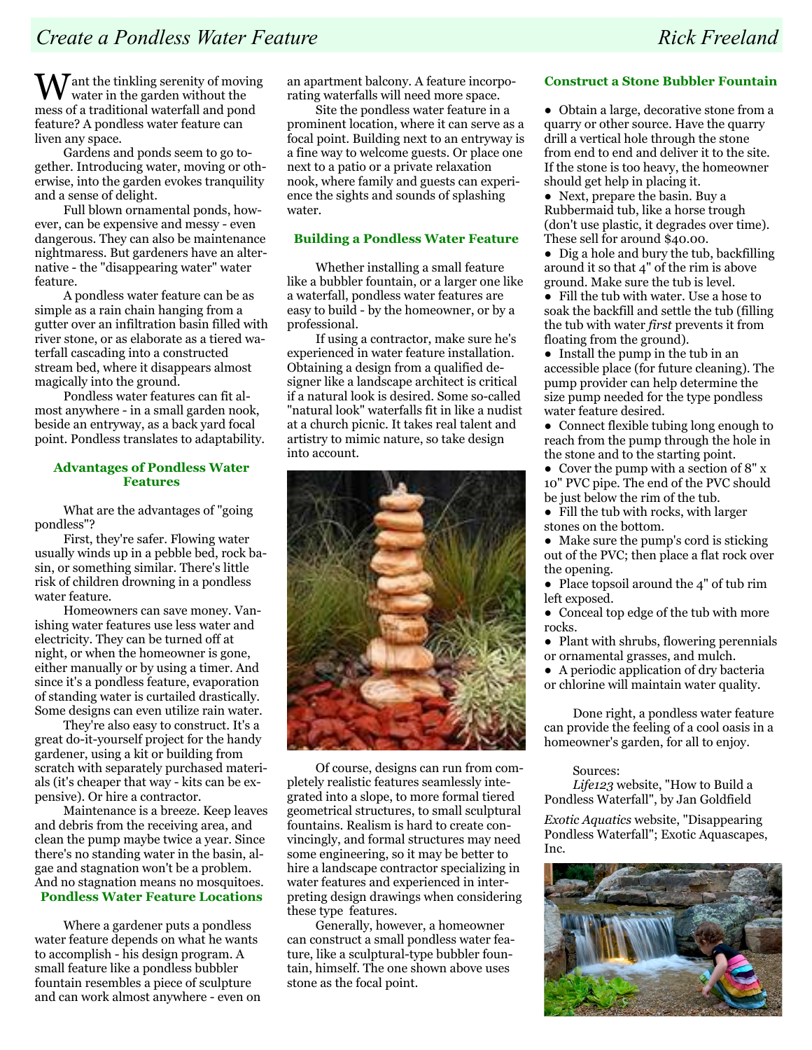# Create a Pondless Water Feature

*Rick Freeland*

Want the tinkling serenity of moving water in the garden without the mess of a traditional waterfall and pond feature? A pondless water feature can liven any space.

Gardens and ponds seem to go together. Introducing water, moving or otherwise, into the garden evokes tranquility and a sense of delight.

Full blown ornamental ponds, however, can be expensive and messy - even dangerous. They can also be maintenance nightmaress. But gardeners have an alternative - the "disappearing water" water feature.

A pondless water feature can be as simple as a rain chain hanging from a gutter over an infiltration basin filled with river stone, or as elaborate as a tiered waterfall cascading into a constructed stream bed, where it disappears almost magically into the ground.

Pondless water features can fit almost anywhere - in a small garden nook, beside an entryway, as a back yard focal point. Pondless translates to adaptability.

## Advantages of Pondless Water Features

What are the advantages of "going pondless"?

First, they're safer. Flowing water usually winds up in a pebble bed, rock basin, or something similar. There's little risk of children drowning in a pondless water feature.

Homeowners can save money. Vanishing water features use less water and electricity. They can be turned off at night, or when the homeowner is gone, either manually or by using a timer. And since it's a pondless feature, evaporation of standing water is curtailed drastically. Some designs can even utilize rain water.

They're also easy to construct. It's a great do-it-yourself project for the handy gardener, using a kit or building from scratch with separately purchased materials (it's cheaper that way - kits can be expensive). Or hire a contractor.

Maintenance is a breeze. Keep leaves and debris from the receiving area, and clean the pump maybe twice a year. Since there's no standing water in the basin, algae and stagnation won't be a problem. And no stagnation means no mosquitoes.

## Pondless Water Feature Locations

Where a gardener puts a pondless water feature depends on what he wants to accomplish - his design program. A small feature like a pondless bubbler fountain resembles a piece of sculpture and can work almost anywhere - even on an apartment balcony. A feature incorporating waterfalls will need more space.

Site the pondless water feature in a prominent location, where it can serve as a focal point. Building next to an entryway is a fine way to welcome guests. Or place one next to a patio or a private relaxation nook, where family and guests can experience the sights and sounds of splashing water.

## Building a Pondless Water Feature

Whether installing a small feature like a bubbler fountain, or a larger one like a waterfall, pondless water features are easy to build - by the homeowner, or by a professional.

If using a contractor, make sure he's experienced in water feature installation. Obtaining a design from a qualified designer like a landscape architect is critical if a natural look is desired. Some so-called "natural look" waterfalls fit in like a nudist at a church picnic. It takes real talent and artistry to mimic nature, so take design into account.

Of course, designs can run from completely realistic features seamlessly integrated into a slope, to more formal tiered geometrical structures, to small sculptural fountains. Realism is hard to create convincingly, and formal structures may need some engineering, so it may be better to hire a landscape contractor specializing in water features and experienced in interpreting design drawings when considering these type features.

Generally, however, a homeowner can construct a small pondless water feature, like a sculptural-type bubbler fountain, himself. The one shown above uses stone as the focal point.

## Construct a Stone Bubbler Fountain

- Obtain a large, decorative stone from a quarry or other source. Have the quarry drill a vertical hole through the stone from end to end and deliver it to the site. If the stone is too heavy, the homeowner should get help in placing it.
- Next, prepare the basin. Buy a Rubbermaid tub, like a horse trough (don't use plastic, it degrades over time). These sell for around $40.00.
- Dig a hole and bury the tub, backfilling around it so that 4" of the rim is above ground. Make sure the tub is level.
- Fill the tub with water. Use a hose to soak the backfill and settle the tub (filling the tub with water *first* prevents it from floating from the ground).
- Install the pump in the tub in an accessible place (for future cleaning). The pump provider can help determine the size pump needed for the type pondless water feature desired.
- Connect flexible tubing long enough to reach from the pump through the hole in the stone and to the starting point.
- Cover the pump with a section of 8" x 10" PVC pipe. The end of the PVC should be just below the rim of the tub.
- Fill the tub with rocks, with larger stones on the bottom.
- Make sure the pump's cord is sticking out of the PVC; then place a flat rock over the opening.
- Place topsoil around the 4" of tub rim left exposed.
- Conceal top edge of the tub with more rocks.
- Plant with shrubs, flowering perennials or ornamental grasses, and mulch.
- A periodic application of dry bacteria or chlorine will maintain water quality.

Done right, a pondless water feature can provide the feeling of a cool oasis in a homeowner's garden, for all to enjoy.

Sources:

*Life123* website, "How to Build a Pondless Waterfall", by Jan Goldfield

*Exotic Aquatics* website, "Disappearing Pondless Waterfall"; Exotic Aquascapes, Inc.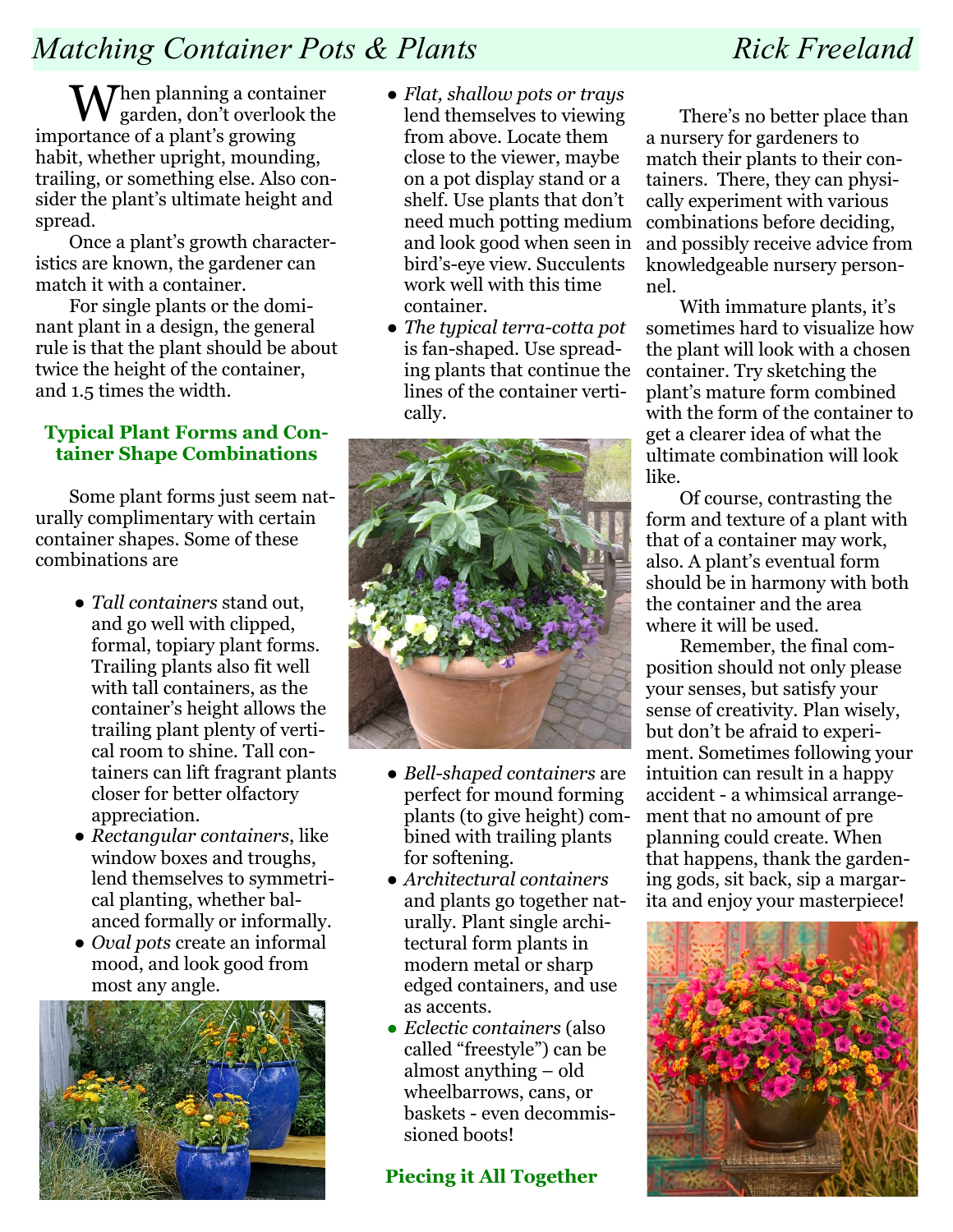# Matching Container Pots & Plants

Rick Freeland

When planning a container garden, don't overlook the importance of a plant's growing habit, whether upright, mounding, trailing, or something else. Also consider the plant's ultimate height and spread.

Once a plant's growth characteristics are known, the gardener can match it with a container.

For single plants or the dominant plant in a design, the general rule is that the plant should be about twice the height of the container, and 1.5 times the width.

## Typical Plant Forms and Container Shape Combinations

Some plant forms just seem naturally complimentary with certain container shapes. Some of these combinations are

- *Tall containers* stand out, and go well with clipped, formal, topiary plant forms. Trailing plants also fit well with tall containers, as the container's height allows the trailing plant plenty of vertical room to shine. Tall containers can lift fragrant plants closer for better olfactory appreciation.
- *Rectangular containers*, like window boxes and troughs, lend themselves to symmetrical planting, whether balanced formally or informally.
- *Oval pots* create an informal mood, and look good from most any angle.
- *Flat, shallow pots or trays* lend themselves to viewing from above. Locate them close to the viewer, maybe on a pot display stand or a shelf. Use plants that don't need much potting medium and look good when seen in bird's-eye view. Succulents work well with this time container.
- *The typical terra-cotta pot* is fan-shaped. Use spreading plants that continue the lines of the container vertically.
- *Bell-shaped containers* are perfect for mound forming plants (to give height) combined with trailing plants for softening.
- *Architectural containers* and plants go together naturally. Plant single architectural form plants in modern metal or sharp edged containers, and use as accents.
- *Eclectic containers* (also called "freestyle") can be almost anything – old wheelbarrows, cans, or baskets - even decommissioned boots!

## Piecing it All Together

There's no better place than a nursery for gardeners to match their plants to their containers. There, they can physically experiment with various combinations before deciding, and possibly receive advice from knowledgeable nursery personnel.

With immature plants, it's sometimes hard to visualize how the plant will look with a chosen container. Try sketching the plant's mature form combined with the form of the container to get a clearer idea of what the ultimate combination will look like.

Of course, contrasting the form and texture of a plant with that of a container may work, also. A plant's eventual form should be in harmony with both the container and the area where it will be used.

Remember, the final composition should not only please your senses, but satisfy your sense of creativity. Plan wisely, but don't be afraid to experiment. Sometimes following your intuition can result in a happy accident - a whimsical arrangement that no amount of pre planning could create. When that happens, thank the gardening gods, sit back, sip a margarita and enjoy your masterpiece!